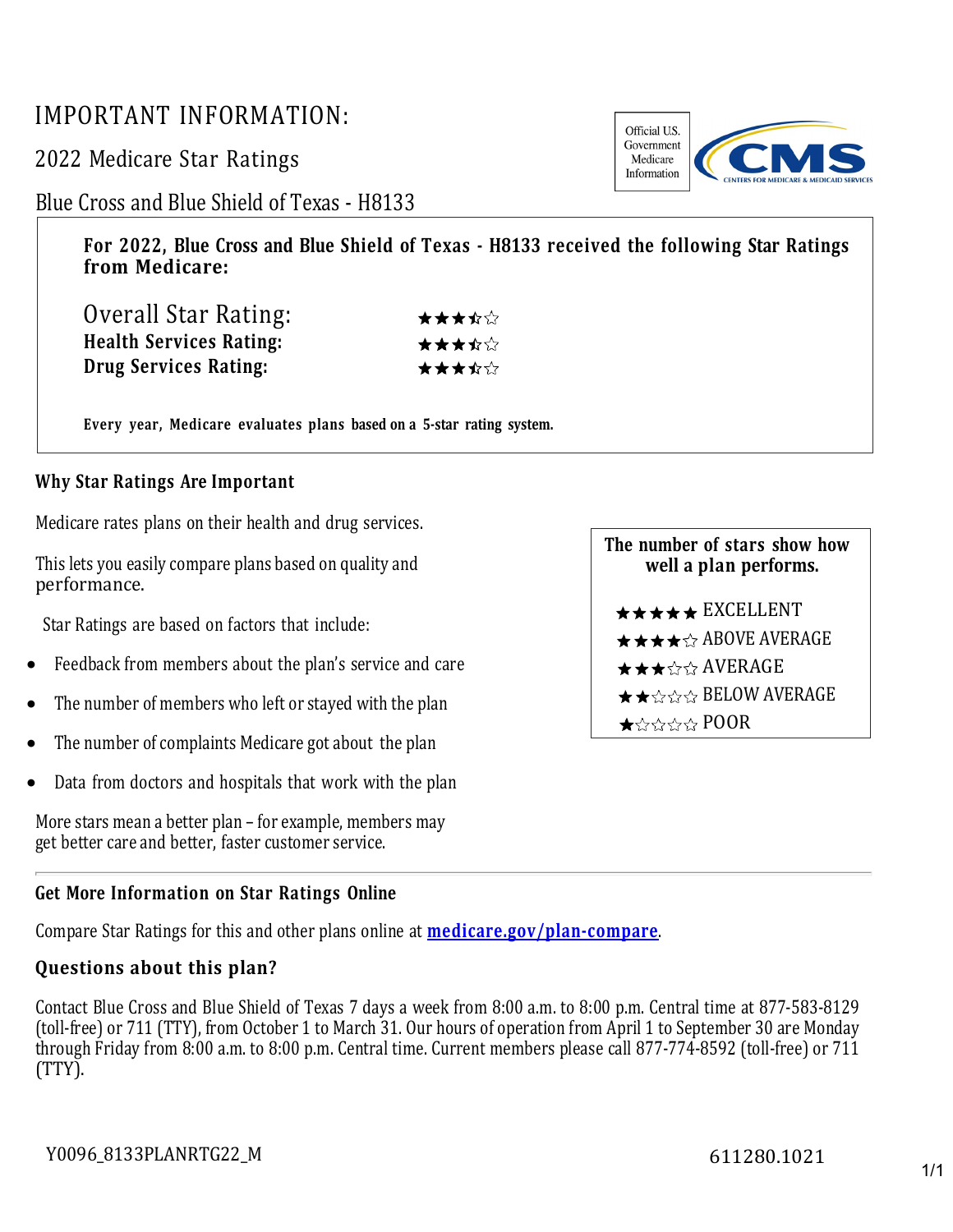# IMPORTANT INFORMATION:

## 2022 Medicare Star Ratings

## Blue Cross and Blue Shield of Texas - H8133

Official U.S. Government Medicare Information

CMS CENTERS FOR MEDICARE & MEDICAID SERVICES

**For 2022, Blue Cross and Blue Shield of Texas - H8133 received the following Star Ratings from Medicare:**

| | |
|---|---|
| Overall Star Rating: | ★★★½☆ |
| **Health Services Rating:** | ★★★½☆ |
| **Drug Services Rating:** | ★★★½☆ |

**Every year, Medicare evaluates plans based on a 5-star rating system.**

### Why Star Ratings Are Important

Medicare rates plans on their health and drug services.

This lets you easily compare plans based on quality and performance.

Star Ratings are based on factors that include:

- Feedback from members about the plan's service and care
- The number of members who left or stayed with the plan
- The number of complaints Medicare got about the plan
- Data from doctors and hospitals that work with the plan

More stars mean a better plan – for example, members may get better care and better, faster customer service.

**The number of stars show how well a plan performs.**

★★★★★ EXCELLENT

★★★★☆ ABOVE AVERAGE

★★★☆☆ AVERAGE

★★☆☆☆ BELOW AVERAGE

★☆☆☆☆ POOR

### Get More Information on Star Ratings Online

Compare Star Ratings for this and other plans online at **medicare.gov/plan-compare**.

### Questions about this plan?

Contact Blue Cross and Blue Shield of Texas 7 days a week from 8:00 a.m. to 8:00 p.m. Central time at 877-583-8129 (toll-free) or 711 (TTY), from October 1 to March 31. Our hours of operation from April 1 to September 30 are Monday through Friday from 8:00 a.m. to 8:00 p.m. Central time. Current members please call 877-774-8592 (toll-free) or 711 (TTY).

Y0096_8133PLANRTG22_M

611280.1021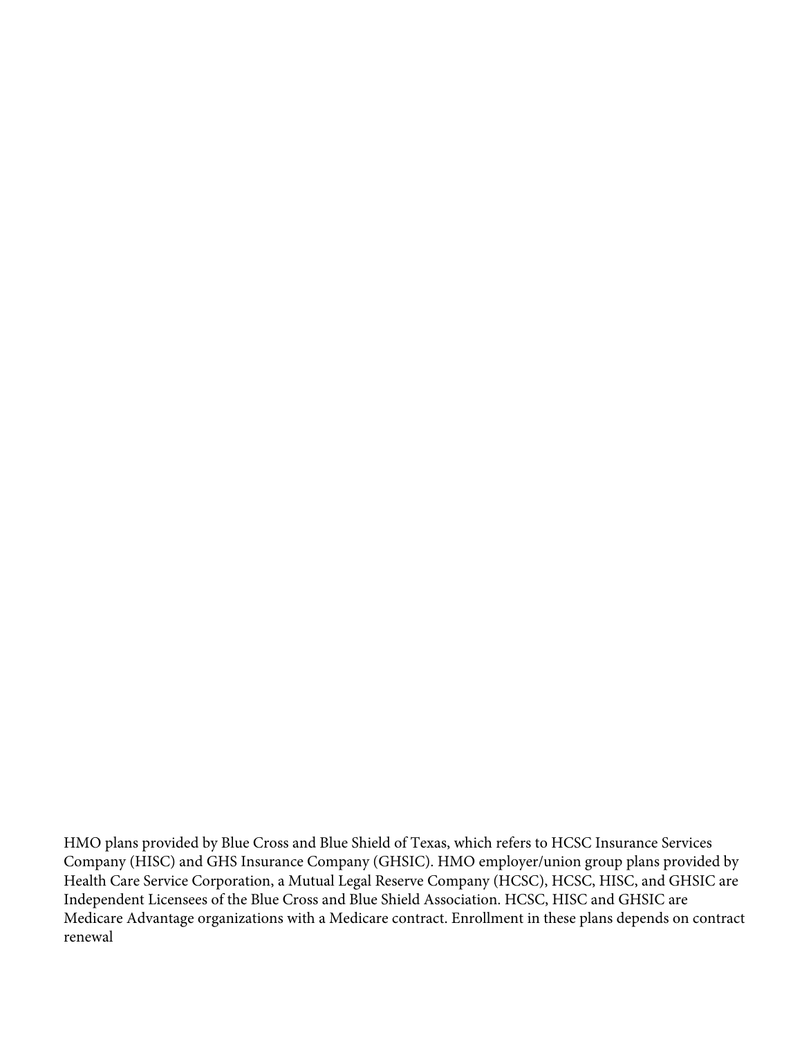HMO plans provided by Blue Cross and Blue Shield of Texas, which refers to HCSC Insurance Services Company (HISC) and GHS Insurance Company (GHSIC). HMO employer/union group plans provided by Health Care Service Corporation, a Mutual Legal Reserve Company (HCSC), HCSC, HISC, and GHSIC are Independent Licensees of the Blue Cross and Blue Shield Association. HCSC, HISC and GHSIC are Medicare Advantage organizations with a Medicare contract. Enrollment in these plans depends on contract renewal